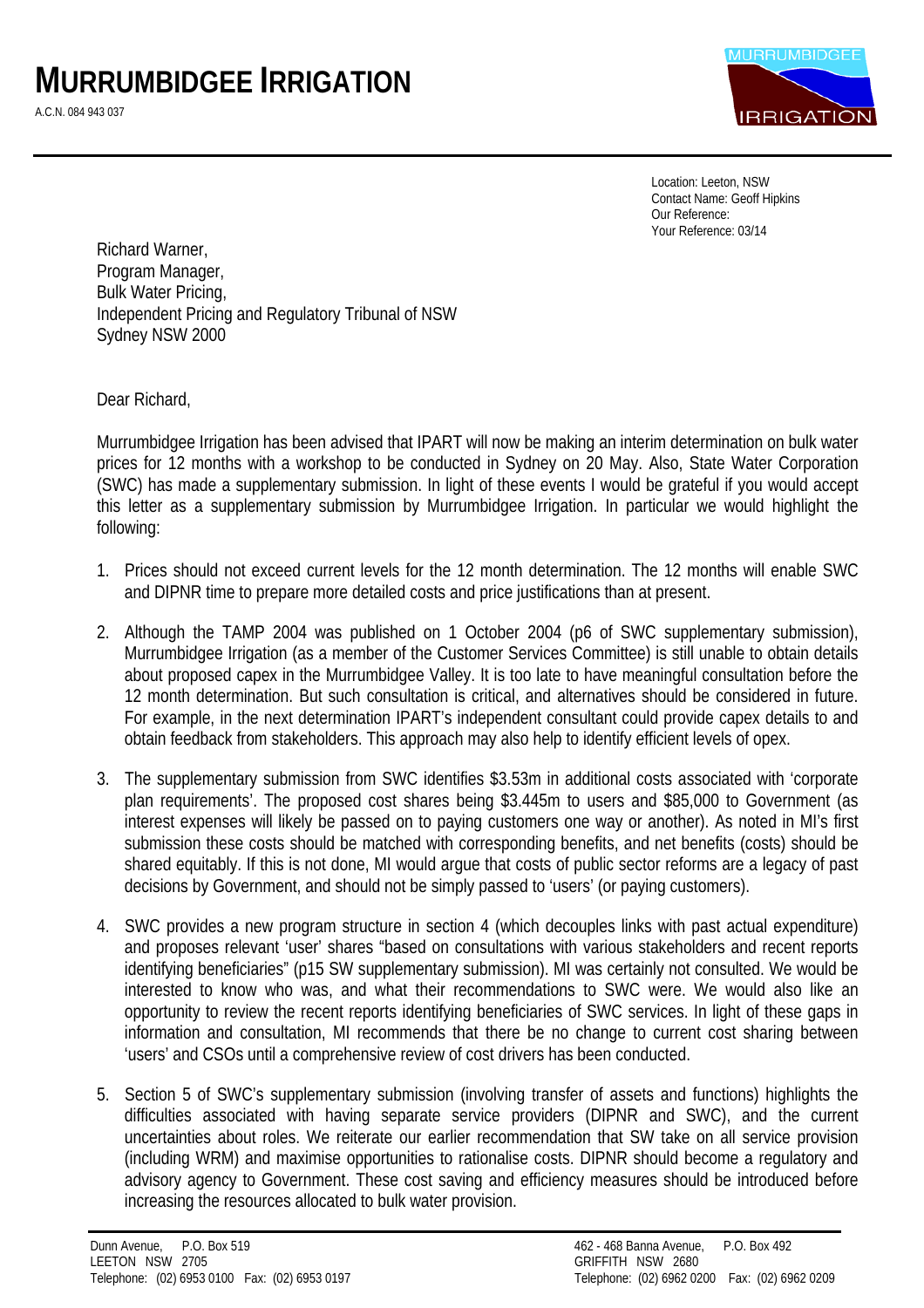# MURRUMBIDGEE IRRIGATION

A.C.N. 084 943 037

Location: Leeton, NSW
Contact Name: Geoff Hipkins
Our Reference:
Your Reference: 03/14

Richard Warner,
Program Manager,
Bulk Water Pricing,
Independent Pricing and Regulatory Tribunal of NSW
Sydney NSW 2000

Dear Richard,

Murrumbidgee Irrigation has been advised that IPART will now be making an interim determination on bulk water prices for 12 months with a workshop to be conducted in Sydney on 20 May. Also, State Water Corporation (SWC) has made a supplementary submission. In light of these events I would be grateful if you would accept this letter as a supplementary submission by Murrumbidgee Irrigation. In particular we would highlight the following:

1. Prices should not exceed current levels for the 12 month determination. The 12 months will enable SWC and DIPNR time to prepare more detailed costs and price justifications than at present.

2. Although the TAMP 2004 was published on 1 October 2004 (p6 of SWC supplementary submission), Murrumbidgee Irrigation (as a member of the Customer Services Committee) is still unable to obtain details about proposed capex in the Murrumbidgee Valley. It is too late to have meaningful consultation before the 12 month determination. But such consultation is critical, and alternatives should be considered in future. For example, in the next determination IPART's independent consultant could provide capex details to and obtain feedback from stakeholders. This approach may also help to identify efficient levels of opex.

3. The supplementary submission from SWC identifies $3.53m in additional costs associated with 'corporate plan requirements'. The proposed cost shares being $3.445m to users and $85,000 to Government (as interest expenses will likely be passed on to paying customers one way or another). As noted in MI's first submission these costs should be matched with corresponding benefits, and net benefits (costs) should be shared equitably. If this is not done, MI would argue that costs of public sector reforms are a legacy of past decisions by Government, and should not be simply passed to 'users' (or paying customers).

4. SWC provides a new program structure in section 4 (which decouples links with past actual expenditure) and proposes relevant 'user' shares "based on consultations with various stakeholders and recent reports identifying beneficiaries" (p15 SW supplementary submission). MI was certainly not consulted. We would be interested to know who was, and what their recommendations to SWC were. We would also like an opportunity to review the recent reports identifying beneficiaries of SWC services. In light of these gaps in information and consultation, MI recommends that there be no change to current cost sharing between 'users' and CSOs until a comprehensive review of cost drivers has been conducted.

5. Section 5 of SWC's supplementary submission (involving transfer of assets and functions) highlights the difficulties associated with having separate service providers (DIPNR and SWC), and the current uncertainties about roles. We reiterate our earlier recommendation that SW take on all service provision (including WRM) and maximise opportunities to rationalise costs. DIPNR should become a regulatory and advisory agency to Government. These cost saving and efficiency measures should be introduced before increasing the resources allocated to bulk water provision.

Dunn Avenue, P.O. Box 519
LEETON NSW 2705
Telephone: (02) 6953 0100 Fax: (02) 6953 0197

462 - 468 Banna Avenue, P.O. Box 492
GRIFFITH NSW 2680
Telephone: (02) 6962 0200 Fax: (02) 6962 0209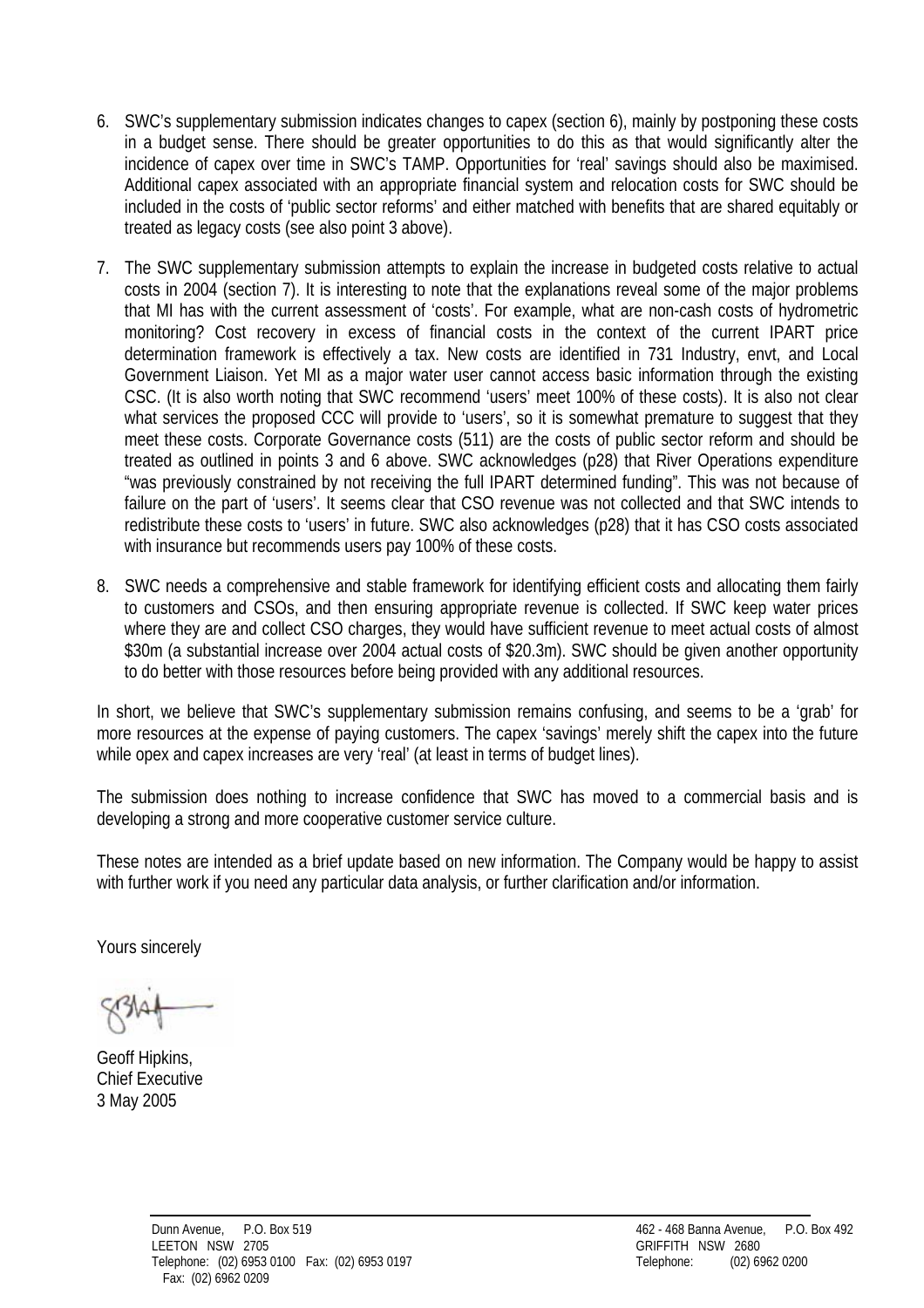6. SWC's supplementary submission indicates changes to capex (section 6), mainly by postponing these costs in a budget sense. There should be greater opportunities to do this as that would significantly alter the incidence of capex over time in SWC's TAMP. Opportunities for 'real' savings should also be maximised. Additional capex associated with an appropriate financial system and relocation costs for SWC should be included in the costs of 'public sector reforms' and either matched with benefits that are shared equitably or treated as legacy costs (see also point 3 above).

7. The SWC supplementary submission attempts to explain the increase in budgeted costs relative to actual costs in 2004 (section 7). It is interesting to note that the explanations reveal some of the major problems that MI has with the current assessment of 'costs'. For example, what are non-cash costs of hydrometric monitoring? Cost recovery in excess of financial costs in the context of the current IPART price determination framework is effectively a tax. New costs are identified in 731 Industry, envt, and Local Government Liaison. Yet MI as a major water user cannot access basic information through the existing CSC. (It is also worth noting that SWC recommend 'users' meet 100% of these costs). It is also not clear what services the proposed CCC will provide to 'users', so it is somewhat premature to suggest that they meet these costs. Corporate Governance costs (511) are the costs of public sector reform and should be treated as outlined in points 3 and 6 above. SWC acknowledges (p28) that River Operations expenditure "was previously constrained by not receiving the full IPART determined funding". This was not because of failure on the part of 'users'. It seems clear that CSO revenue was not collected and that SWC intends to redistribute these costs to 'users' in future. SWC also acknowledges (p28) that it has CSO costs associated with insurance but recommends users pay 100% of these costs.

8. SWC needs a comprehensive and stable framework for identifying efficient costs and allocating them fairly to customers and CSOs, and then ensuring appropriate revenue is collected. If SWC keep water prices where they are and collect CSO charges, they would have sufficient revenue to meet actual costs of almost \$30m (a substantial increase over 2004 actual costs of \$20.3m). SWC should be given another opportunity to do better with those resources before being provided with any additional resources.

In short, we believe that SWC's supplementary submission remains confusing, and seems to be a 'grab' for more resources at the expense of paying customers. The capex 'savings' merely shift the capex into the future while opex and capex increases are very 'real' (at least in terms of budget lines).

The submission does nothing to increase confidence that SWC has moved to a commercial basis and is developing a strong and more cooperative customer service culture.

These notes are intended as a brief update based on new information. The Company would be happy to assist with further work if you need any particular data analysis, or further clarification and/or information.

Yours sincerely

Geoff Hipkins,
Chief Executive
3 May 2005

Dunn Avenue, P.O. Box 519
LEETON NSW 2705
Telephone: (02) 6953 0100 Fax: (02) 6953 0197
Fax: (02) 6962 0209

462 - 468 Banna Avenue, P.O. Box 492
GRIFFITH NSW 2680
Telephone: (02) 6962 0200